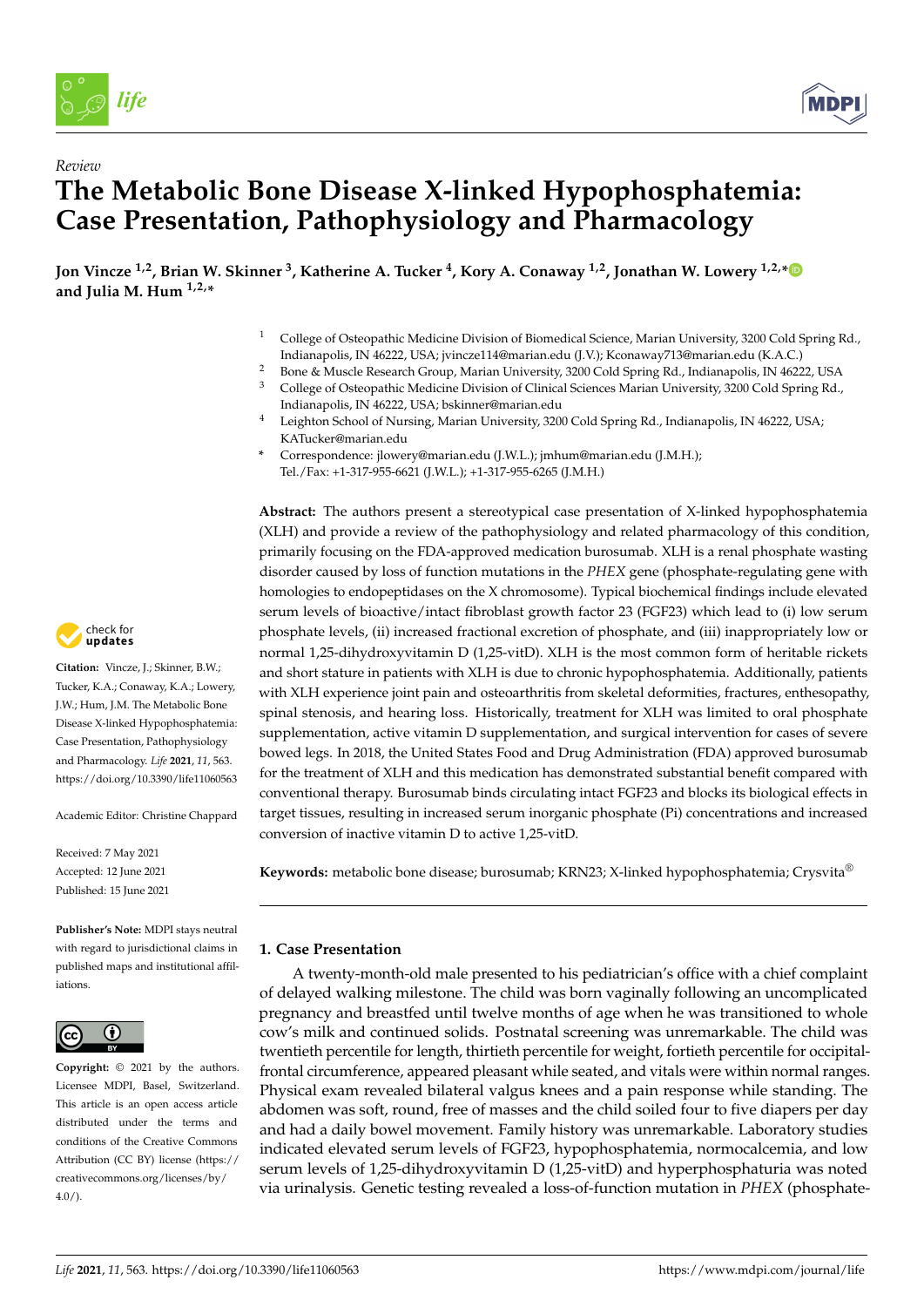*Review*

# The Metabolic Bone Disease X-linked Hypophosphatemia: Case Presentation, Pathophysiology and Pharmacology

**Jon Vincze [1,2], Brian W. Skinner [3], Katherine A. Tucker [4], Kory A. Conaway [1,2], Jonathan W. Lowery [1,2,*] and Julia M. Hum [1,2,*]**

[1] College of Osteopathic Medicine Division of Biomedical Science, Marian University, 3200 Cold Spring Rd., Indianapolis, IN 46222, USA; jvincze114@marian.edu (J.V.); Kconaway713@marian.edu (K.A.C.)

[2] Bone & Muscle Research Group, Marian University, 3200 Cold Spring Rd., Indianapolis, IN 46222, USA

[3] College of Osteopathic Medicine Division of Clinical Sciences Marian University, 3200 Cold Spring Rd., Indianapolis, IN 46222, USA; bskinner@marian.edu

[4] Leighton School of Nursing, Marian University, 3200 Cold Spring Rd., Indianapolis, IN 46222, USA; KATucker@marian.edu

\* Correspondence: jlowery@marian.edu (J.W.L.); jmhum@marian.edu (J.M.H.); Tel./Fax: +1-317-955-6621 (J.W.L.); +1-317-955-6265 (J.M.H.)

**Citation:** Vincze, J.; Skinner, B.W.; Tucker, K.A.; Conaway, K.A.; Lowery, J.W.; Hum, J.M. The Metabolic Bone Disease X-linked Hypophosphatemia: Case Presentation, Pathophysiology and Pharmacology. *Life* **2021**, *11*, 563. https://doi.org/10.3390/life11060563

Academic Editor: Christine Chappard

Received: 7 May 2021
Accepted: 12 June 2021
Published: 15 June 2021

**Publisher's Note:** MDPI stays neutral with regard to jurisdictional claims in published maps and institutional affiliations.

**Copyright:** © 2021 by the authors. Licensee MDPI, Basel, Switzerland. This article is an open access article distributed under the terms and conditions of the Creative Commons Attribution (CC BY) license (https://creativecommons.org/licenses/by/4.0/).

**Abstract:** The authors present a stereotypical case presentation of X-linked hypophosphatemia (XLH) and provide a review of the pathophysiology and related pharmacology of this condition, primarily focusing on the FDA-approved medication burosumab. XLH is a renal phosphate wasting disorder caused by loss of function mutations in the *PHEX* gene (phosphate-regulating gene with homologies to endopeptidases on the X chromosome). Typical biochemical findings include elevated serum levels of bioactive/intact fibroblast growth factor 23 (FGF23) which lead to (i) low serum phosphate levels, (ii) increased fractional excretion of phosphate, and (iii) inappropriately low or normal 1,25-dihydroxyvitamin D (1,25-vitD). XLH is the most common form of heritable rickets and short stature in patients with XLH is due to chronic hypophosphatemia. Additionally, patients with XLH experience joint pain and osteoarthritis from skeletal deformities, fractures, enthesopathy, spinal stenosis, and hearing loss. Historically, treatment for XLH was limited to oral phosphate supplementation, active vitamin D supplementation, and surgical intervention for cases of severe bowed legs. In 2018, the United States Food and Drug Administration (FDA) approved burosumab for the treatment of XLH and this medication has demonstrated substantial benefit compared with conventional therapy. Burosumab binds circulating intact FGF23 and blocks its biological effects in target tissues, resulting in increased serum inorganic phosphate (Pi) concentrations and increased conversion of inactive vitamin D to active 1,25-vitD.

**Keywords:** metabolic bone disease; burosumab; KRN23; X-linked hypophosphatemia; Crysvita®

## 1. Case Presentation

A twenty-month-old male presented to his pediatrician's office with a chief complaint of delayed walking milestone. The child was born vaginally following an uncomplicated pregnancy and breastfed until twelve months of age when he was transitioned to whole cow's milk and continued solids. Postnatal screening was unremarkable. The child was twentieth percentile for length, thirtieth percentile for weight, fortieth percentile for occipital-frontal circumference, appeared pleasant while seated, and vitals were within normal ranges. Physical exam revealed bilateral valgus knees and a pain response while standing. The abdomen was soft, round, free of masses and the child soiled four to five diapers per day and had a daily bowel movement. Family history was unremarkable. Laboratory studies indicated elevated serum levels of FGF23, hypophosphatemia, normocalcemia, and low serum levels of 1,25-dihydroxyvitamin D (1,25-vitD) and hyperphosphaturia was noted via urinalysis. Genetic testing revealed a loss-of-function mutation in *PHEX* (phosphate-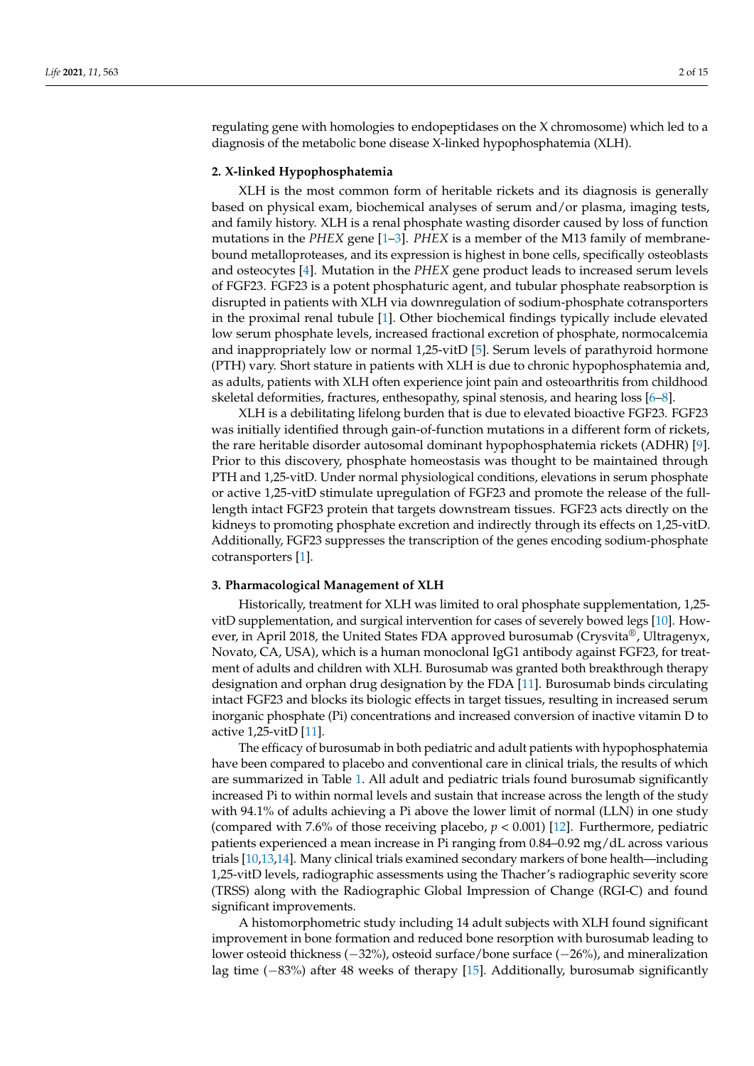regulating gene with homologies to endopeptidases on the X chromosome) which led to a diagnosis of the metabolic bone disease X-linked hypophosphatemia (XLH).

## 2. X-linked Hypophosphatemia

XLH is the most common form of heritable rickets and its diagnosis is generally based on physical exam, biochemical analyses of serum and/or plasma, imaging tests, and family history. XLH is a renal phosphate wasting disorder caused by loss of function mutations in the *PHEX* gene [1–3]. *PHEX* is a member of the M13 family of membrane-bound metalloproteases, and its expression is highest in bone cells, specifically osteoblasts and osteocytes [4]. Mutation in the *PHEX* gene product leads to increased serum levels of FGF23. FGF23 is a potent phosphaturic agent, and tubular phosphate reabsorption is disrupted in patients with XLH via downregulation of sodium-phosphate cotransporters in the proximal renal tubule [1]. Other biochemical findings typically include elevated low serum phosphate levels, increased fractional excretion of phosphate, normocalcemia and inappropriately low or normal 1,25-vitD [5]. Serum levels of parathyroid hormone (PTH) vary. Short stature in patients with XLH is due to chronic hypophosphatemia and, as adults, patients with XLH often experience joint pain and osteoarthritis from childhood skeletal deformities, fractures, enthesopathy, spinal stenosis, and hearing loss [6–8].

XLH is a debilitating lifelong burden that is due to elevated bioactive FGF23. FGF23 was initially identified through gain-of-function mutations in a different form of rickets, the rare heritable disorder autosomal dominant hypophosphatemia rickets (ADHR) [9]. Prior to this discovery, phosphate homeostasis was thought to be maintained through PTH and 1,25-vitD. Under normal physiological conditions, elevations in serum phosphate or active 1,25-vitD stimulate upregulation of FGF23 and promote the release of the full-length intact FGF23 protein that targets downstream tissues. FGF23 acts directly on the kidneys to promoting phosphate excretion and indirectly through its effects on 1,25-vitD. Additionally, FGF23 suppresses the transcription of the genes encoding sodium-phosphate cotransporters [1].

## 3. Pharmacological Management of XLH

Historically, treatment for XLH was limited to oral phosphate supplementation, 1,25-vitD supplementation, and surgical intervention for cases of severely bowed legs [10]. However, in April 2018, the United States FDA approved burosumab (Crysvita®, Ultragenyx, Novato, CA, USA), which is a human monoclonal IgG1 antibody against FGF23, for treatment of adults and children with XLH. Burosumab was granted both breakthrough therapy designation and orphan drug designation by the FDA [11]. Burosumab binds circulating intact FGF23 and blocks its biologic effects in target tissues, resulting in increased serum inorganic phosphate (Pi) concentrations and increased conversion of inactive vitamin D to active 1,25-vitD [11].

The efficacy of burosumab in both pediatric and adult patients with hypophosphatemia have been compared to placebo and conventional care in clinical trials, the results of which are summarized in Table 1. All adult and pediatric trials found burosumab significantly increased Pi to within normal levels and sustain that increase across the length of the study with 94.1% of adults achieving a Pi above the lower limit of normal (LLN) in one study (compared with 7.6% of those receiving placebo, $p < 0.001$) [12]. Furthermore, pediatric patients experienced a mean increase in Pi ranging from 0.84–0.92 mg/dL across various trials [10,13,14]. Many clinical trials examined secondary markers of bone health—including 1,25-vitD levels, radiographic assessments using the Thacher's radiographic severity score (TRSS) along with the Radiographic Global Impression of Change (RGI-C) and found significant improvements.

A histomorphometric study including 14 adult subjects with XLH found significant improvement in bone formation and reduced bone resorption with burosumab leading to lower osteoid thickness (−32%), osteoid surface/bone surface (−26%), and mineralization lag time (−83%) after 48 weeks of therapy [15]. Additionally, burosumab significantly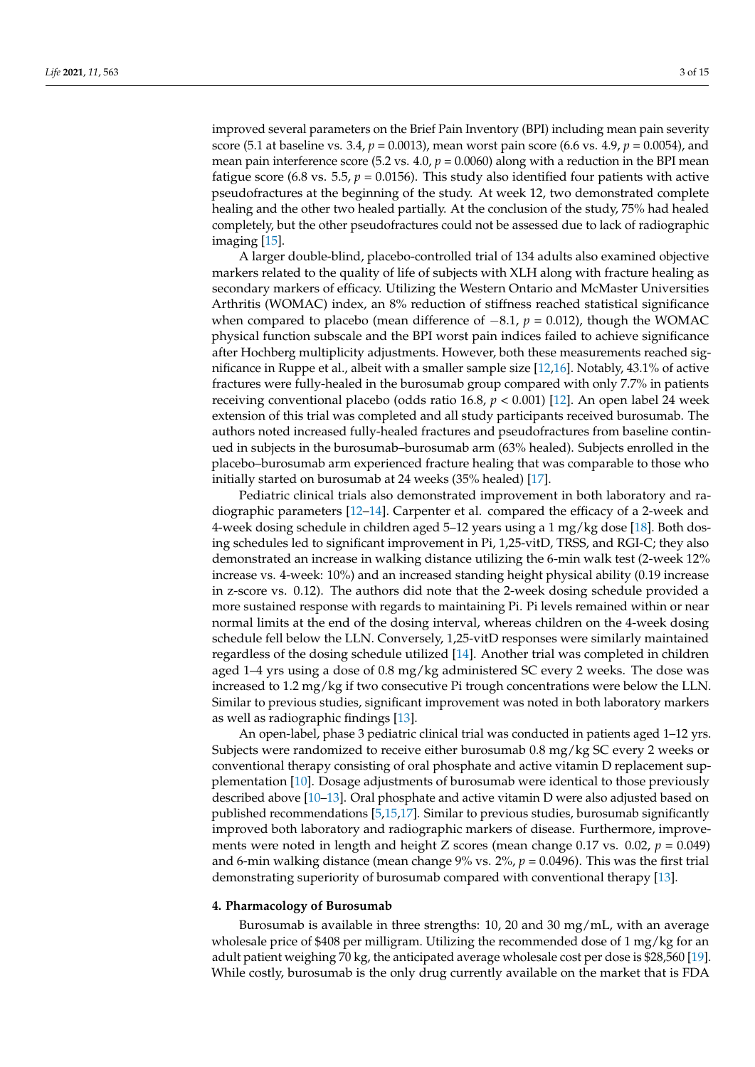improved several parameters on the Brief Pain Inventory (BPI) including mean pain severity score (5.1 at baseline vs. 3.4, $p = 0.0013$), mean worst pain score (6.6 vs. 4.9, $p = 0.0054$), and mean pain interference score (5.2 vs. 4.0, $p = 0.0060$) along with a reduction in the BPI mean fatigue score (6.8 vs. 5.5, $p = 0.0156$). This study also identified four patients with active pseudofractures at the beginning of the study. At week 12, two demonstrated complete healing and the other two healed partially. At the conclusion of the study, 75% had healed completely, but the other pseudofractures could not be assessed due to lack of radiographic imaging [15].

A larger double-blind, placebo-controlled trial of 134 adults also examined objective markers related to the quality of life of subjects with XLH along with fracture healing as secondary markers of efficacy. Utilizing the Western Ontario and McMaster Universities Arthritis (WOMAC) index, an 8% reduction of stiffness reached statistical significance when compared to placebo (mean difference of $-8.1$, $p = 0.012$), though the WOMAC physical function subscale and the BPI worst pain indices failed to achieve significance after Hochberg multiplicity adjustments. However, both these measurements reached significance in Ruppe et al., albeit with a smaller sample size [12,16]. Notably, 43.1% of active fractures were fully-healed in the burosumab group compared with only 7.7% in patients receiving conventional placebo (odds ratio 16.8, $p < 0.001$) [12]. An open label 24 week extension of this trial was completed and all study participants received burosumab. The authors noted increased fully-healed fractures and pseudofractures from baseline continued in subjects in the burosumab–burosumab arm (63% healed). Subjects enrolled in the placebo–burosumab arm experienced fracture healing that was comparable to those who initially started on burosumab at 24 weeks (35% healed) [17].

Pediatric clinical trials also demonstrated improvement in both laboratory and radiographic parameters [12–14]. Carpenter et al. compared the efficacy of a 2-week and 4-week dosing schedule in children aged 5–12 years using a 1 mg/kg dose [18]. Both dosing schedules led to significant improvement in Pi, 1,25-vitD, TRSS, and RGI-C; they also demonstrated an increase in walking distance utilizing the 6-min walk test (2-week 12% increase vs. 4-week: 10%) and an increased standing height physical ability (0.19 increase in z-score vs. 0.12). The authors did note that the 2-week dosing schedule provided a more sustained response with regards to maintaining Pi. Pi levels remained within or near normal limits at the end of the dosing interval, whereas children on the 4-week dosing schedule fell below the LLN. Conversely, 1,25-vitD responses were similarly maintained regardless of the dosing schedule utilized [14]. Another trial was completed in children aged 1–4 yrs using a dose of 0.8 mg/kg administered SC every 2 weeks. The dose was increased to 1.2 mg/kg if two consecutive Pi trough concentrations were below the LLN. Similar to previous studies, significant improvement was noted in both laboratory markers as well as radiographic findings [13].

An open-label, phase 3 pediatric clinical trial was conducted in patients aged 1–12 yrs. Subjects were randomized to receive either burosumab 0.8 mg/kg SC every 2 weeks or conventional therapy consisting of oral phosphate and active vitamin D replacement supplementation [10]. Dosage adjustments of burosumab were identical to those previously described above [10–13]. Oral phosphate and active vitamin D were also adjusted based on published recommendations [5,15,17]. Similar to previous studies, burosumab significantly improved both laboratory and radiographic markers of disease. Furthermore, improvements were noted in length and height Z scores (mean change 0.17 vs. 0.02, $p = 0.049$) and 6-min walking distance (mean change 9% vs. 2%, $p = 0.0496$). This was the first trial demonstrating superiority of burosumab compared with conventional therapy [13].

## 4. Pharmacology of Burosumab

Burosumab is available in three strengths: 10, 20 and 30 mg/mL, with an average wholesale price of $408 per milligram. Utilizing the recommended dose of 1 mg/kg for an adult patient weighing 70 kg, the anticipated average wholesale cost per dose is $28,560 [19]. While costly, burosumab is the only drug currently available on the market that is FDA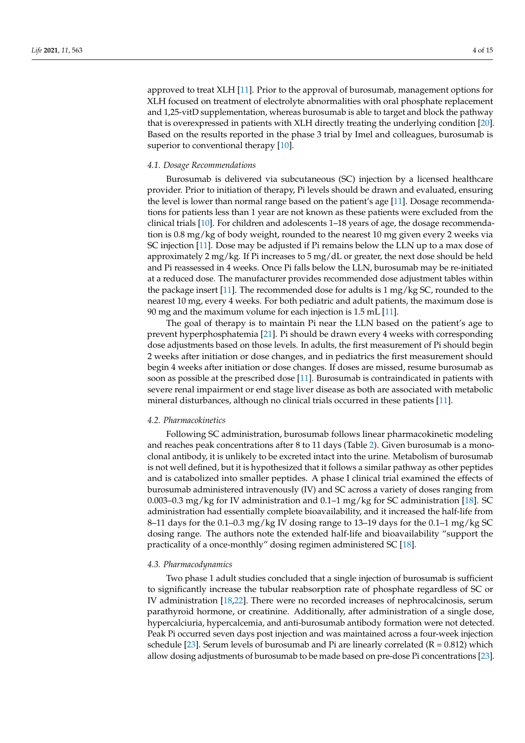approved to treat XLH [11]. Prior to the approval of burosumab, management options for XLH focused on treatment of electrolyte abnormalities with oral phosphate replacement and 1,25-vitD supplementation, whereas burosumab is able to target and block the pathway that is overexpressed in patients with XLH directly treating the underlying condition [20]. Based on the results reported in the phase 3 trial by Imel and colleagues, burosumab is superior to conventional therapy [10].

### *4.1. Dosage Recommendations*

Burosumab is delivered via subcutaneous (SC) injection by a licensed healthcare provider. Prior to initiation of therapy, Pi levels should be drawn and evaluated, ensuring the level is lower than normal range based on the patient's age [11]. Dosage recommendations for patients less than 1 year are not known as these patients were excluded from the clinical trials [10]. For children and adolescents 1–18 years of age, the dosage recommendation is 0.8 mg/kg of body weight, rounded to the nearest 10 mg given every 2 weeks via SC injection [11]. Dose may be adjusted if Pi remains below the LLN up to a max dose of approximately 2 mg/kg. If Pi increases to 5 mg/dL or greater, the next dose should be held and Pi reassessed in 4 weeks. Once Pi falls below the LLN, burosumab may be re-initiated at a reduced dose. The manufacturer provides recommended dose adjustment tables within the package insert [11]. The recommended dose for adults is 1 mg/kg SC, rounded to the nearest 10 mg, every 4 weeks. For both pediatric and adult patients, the maximum dose is 90 mg and the maximum volume for each injection is 1.5 mL [11].

The goal of therapy is to maintain Pi near the LLN based on the patient's age to prevent hyperphosphatemia [21]. Pi should be drawn every 4 weeks with corresponding dose adjustments based on those levels. In adults, the first measurement of Pi should begin 2 weeks after initiation or dose changes, and in pediatrics the first measurement should begin 4 weeks after initiation or dose changes. If doses are missed, resume burosumab as soon as possible at the prescribed dose [11]. Burosumab is contraindicated in patients with severe renal impairment or end stage liver disease as both are associated with metabolic mineral disturbances, although no clinical trials occurred in these patients [11].

### *4.2. Pharmacokinetics*

Following SC administration, burosumab follows linear pharmacokinetic modeling and reaches peak concentrations after 8 to 11 days (Table 2). Given burosumab is a monoclonal antibody, it is unlikely to be excreted intact into the urine. Metabolism of burosumab is not well defined, but it is hypothesized that it follows a similar pathway as other peptides and is catabolized into smaller peptides. A phase I clinical trial examined the effects of burosumab administered intravenously (IV) and SC across a variety of doses ranging from 0.003–0.3 mg/kg for IV administration and 0.1–1 mg/kg for SC administration [18]. SC administration had essentially complete bioavailability, and it increased the half-life from 8–11 days for the 0.1–0.3 mg/kg IV dosing range to 13–19 days for the 0.1–1 mg/kg SC dosing range. The authors note the extended half-life and bioavailability "support the practicality of a once-monthly" dosing regimen administered SC [18].

### *4.3. Pharmacodynamics*

Two phase 1 adult studies concluded that a single injection of burosumab is sufficient to significantly increase the tubular reabsorption rate of phosphate regardless of SC or IV administration [18,22]. There were no recorded increases of nephrocalcinosis, serum parathyroid hormone, or creatinine. Additionally, after administration of a single dose, hypercalciuria, hypercalcemia, and anti-burosumab antibody formation were not detected. Peak Pi occurred seven days post injection and was maintained across a four-week injection schedule [23]. Serum levels of burosumab and Pi are linearly correlated ($R = 0.812$) which allow dosing adjustments of burosumab to be made based on pre-dose Pi concentrations [23].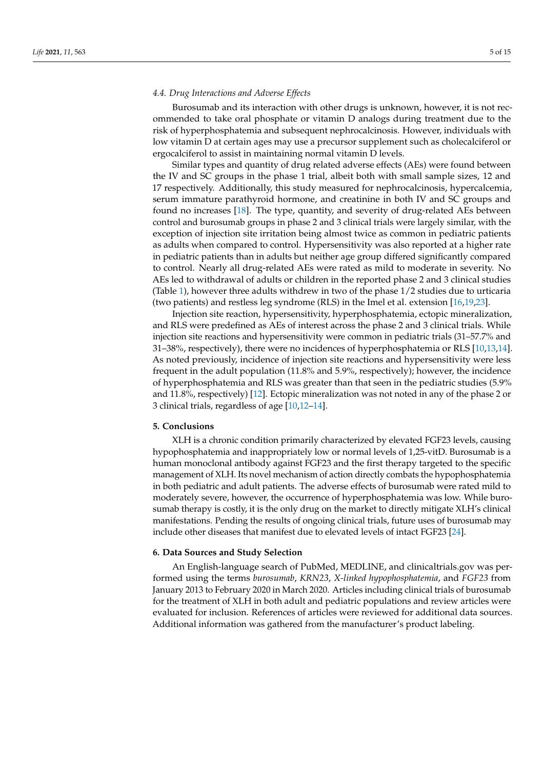### 4.4. Drug Interactions and Adverse Effects

Burosumab and its interaction with other drugs is unknown, however, it is not recommended to take oral phosphate or vitamin D analogs during treatment due to the risk of hyperphosphatemia and subsequent nephrocalcinosis. However, individuals with low vitamin D at certain ages may use a precursor supplement such as cholecalciferol or ergocalciferol to assist in maintaining normal vitamin D levels.

Similar types and quantity of drug related adverse effects (AEs) were found between the IV and SC groups in the phase 1 trial, albeit both with small sample sizes, 12 and 17 respectively. Additionally, this study measured for nephrocalcinosis, hypercalcemia, serum immature parathyroid hormone, and creatinine in both IV and SC groups and found no increases [18]. The type, quantity, and severity of drug-related AEs between control and burosumab groups in phase 2 and 3 clinical trials were largely similar, with the exception of injection site irritation being almost twice as common in pediatric patients as adults when compared to control. Hypersensitivity was also reported at a higher rate in pediatric patients than in adults but neither age group differed significantly compared to control. Nearly all drug-related AEs were rated as mild to moderate in severity. No AEs led to withdrawal of adults or children in the reported phase 2 and 3 clinical studies (Table 1), however three adults withdrew in two of the phase 1/2 studies due to urticaria (two patients) and restless leg syndrome (RLS) in the Imel et al. extension [16,19,23].

Injection site reaction, hypersensitivity, hyperphosphatemia, ectopic mineralization, and RLS were predefined as AEs of interest across the phase 2 and 3 clinical trials. While injection site reactions and hypersensitivity were common in pediatric trials (31–57.7% and 31–38%, respectively), there were no incidences of hyperphosphatemia or RLS [10,13,14]. As noted previously, incidence of injection site reactions and hypersensitivity were less frequent in the adult population (11.8% and 5.9%, respectively); however, the incidence of hyperphosphatemia and RLS was greater than that seen in the pediatric studies (5.9% and 11.8%, respectively) [12]. Ectopic mineralization was not noted in any of the phase 2 or 3 clinical trials, regardless of age [10,12–14].

## 5. Conclusions

XLH is a chronic condition primarily characterized by elevated FGF23 levels, causing hypophosphatemia and inappropriately low or normal levels of 1,25-vitD. Burosumab is a human monoclonal antibody against FGF23 and the first therapy targeted to the specific management of XLH. Its novel mechanism of action directly combats the hypophosphatemia in both pediatric and adult patients. The adverse effects of burosumab were rated mild to moderately severe, however, the occurrence of hyperphosphatemia was low. While burosumab therapy is costly, it is the only drug on the market to directly mitigate XLH's clinical manifestations. Pending the results of ongoing clinical trials, future uses of burosumab may include other diseases that manifest due to elevated levels of intact FGF23 [24].

## 6. Data Sources and Study Selection

An English-language search of PubMed, MEDLINE, and clinicaltrials.gov was performed using the terms *burosumab*, *KRN23*, *X-linked hypophosphatemia*, and *FGF23* from January 2013 to February 2020 in March 2020. Articles including clinical trials of burosumab for the treatment of XLH in both adult and pediatric populations and review articles were evaluated for inclusion. References of articles were reviewed for additional data sources. Additional information was gathered from the manufacturer's product labeling.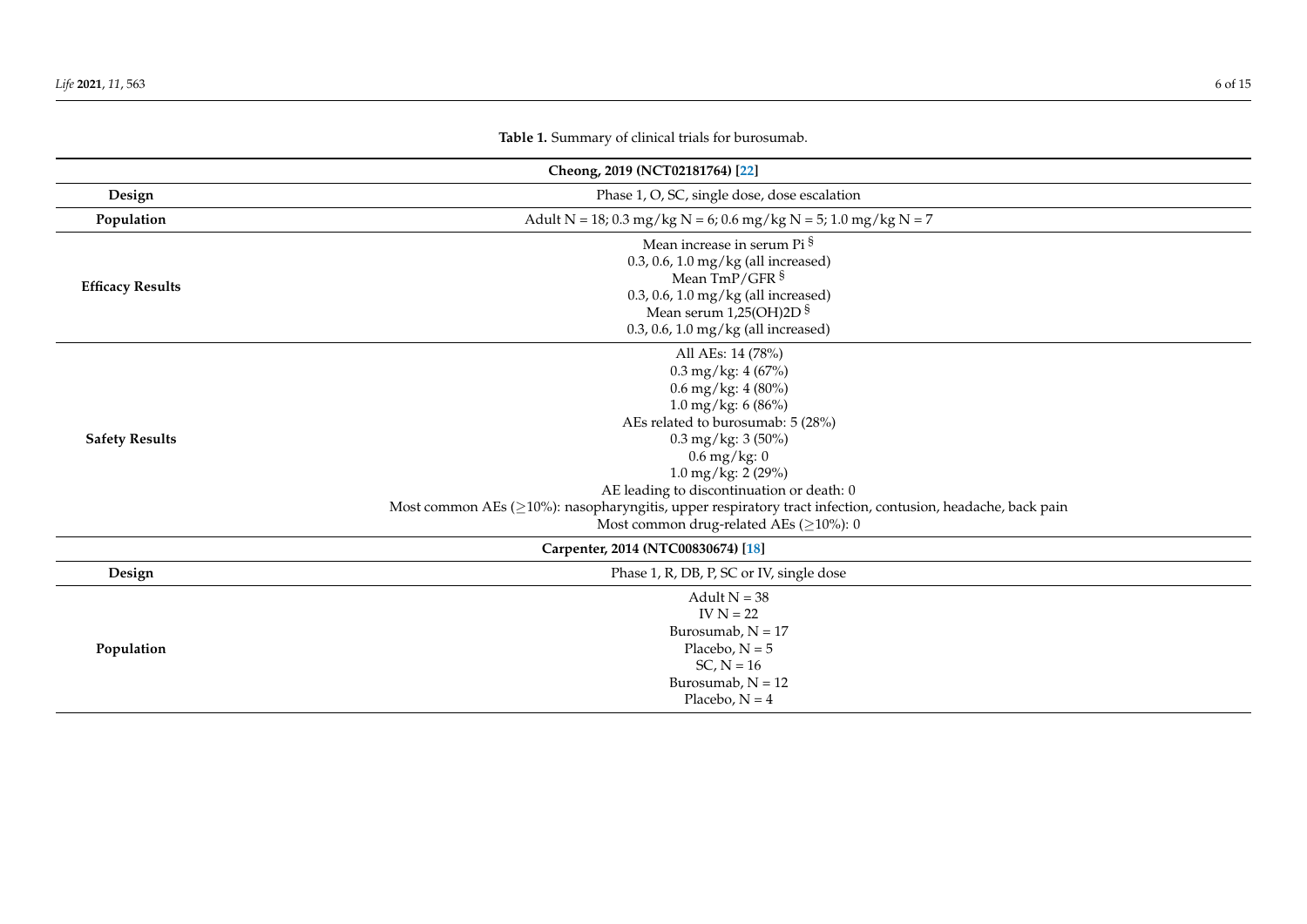**Table 1.** Summary of clinical trials for burosumab.

| | |
|---|---|
| **Cheong, 2019 (NCT02181764) [22]** | |
| **Design** | Phase 1, O, SC, single dose, dose escalation |
| **Population** | Adult N = 18; 0.3 mg/kg N = 6; 0.6 mg/kg N = 5; 1.0 mg/kg N = 7 |
| **Efficacy Results** | Mean increase in serum Pi [§]<br>0.3, 0.6, 1.0 mg/kg (all increased)<br>Mean TmP/GFR [§]<br>0.3, 0.6, 1.0 mg/kg (all increased)<br>Mean serum 1,25(OH)2D [§]<br>0.3, 0.6, 1.0 mg/kg (all increased) |
| **Safety Results** | All AEs: 14 (78%)<br>0.3 mg/kg: 4 (67%)<br>0.6 mg/kg: 4 (80%)<br>1.0 mg/kg: 6 (86%)<br>AEs related to burosumab: 5 (28%)<br>0.3 mg/kg: 3 (50%)<br>0.6 mg/kg: 0<br>1.0 mg/kg: 2 (29%)<br>AE leading to discontinuation or death: 0<br>Most common AEs (≥10%): nasopharyngitis, upper respiratory tract infection, contusion, headache, back pain<br>Most common drug-related AEs (≥10%): 0 |
| **Carpenter, 2014 (NTC00830674) [18]** | |
| **Design** | Phase 1, R, DB, P, SC or IV, single dose |
| **Population** | Adult N = 38<br>IV N = 22<br>Burosumab, N = 17<br>Placebo, N = 5<br>SC, N = 16<br>Burosumab, N = 12<br>Placebo, N = 4 |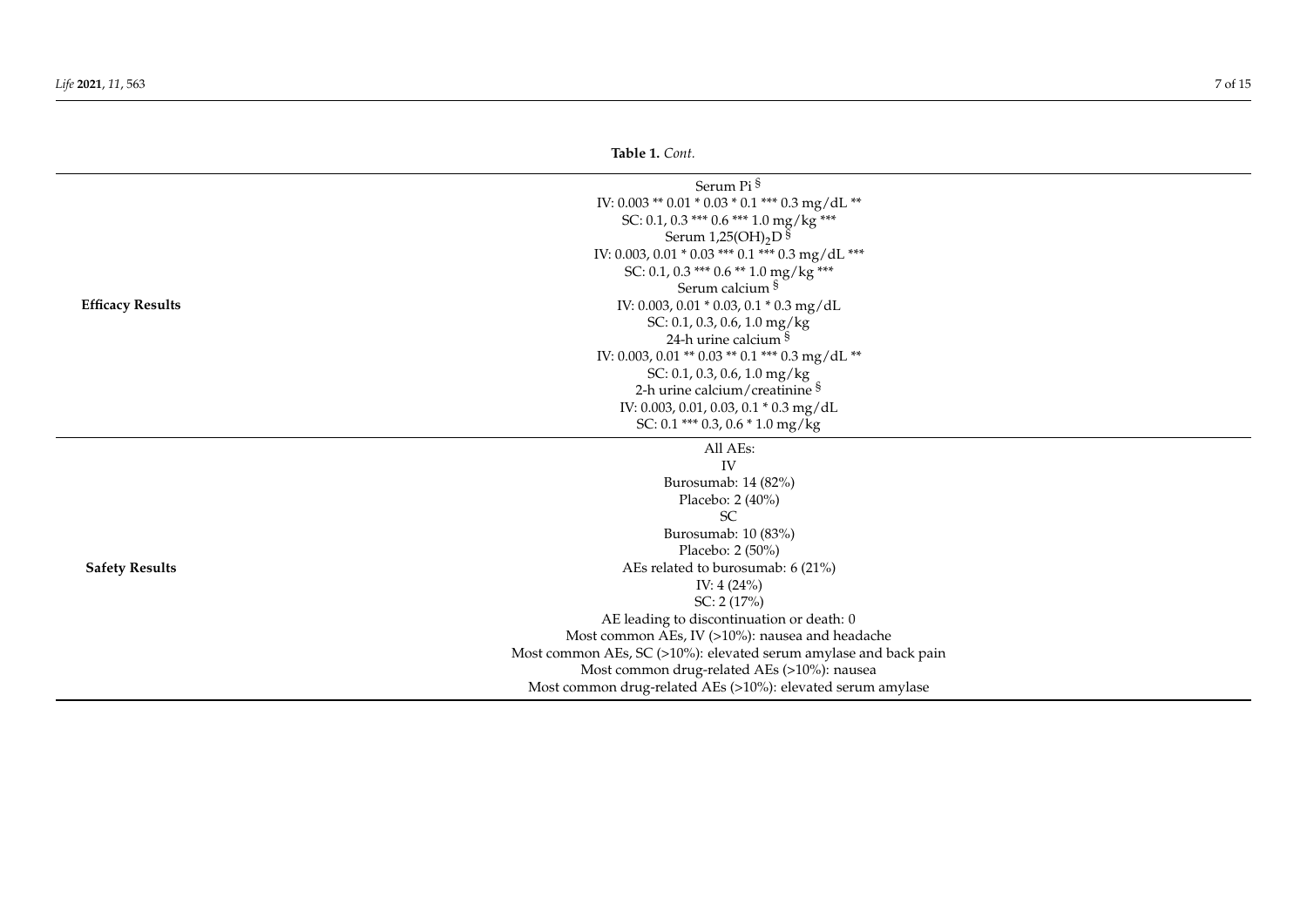**Table 1.** *Cont.*

| | |
|---|---|
| **Efficacy Results** | Serum Pi § <br> IV: 0.003 ** 0.01 * 0.03 * 0.1 *** 0.3 mg/dL ** <br> SC: 0.1, 0.3 *** 0.6 *** 1.0 mg/kg *** <br> Serum 1,25$(OH)_2D$ § <br> IV: 0.003, 0.01 * 0.03 *** 0.1 *** 0.3 mg/dL *** <br> SC: 0.1, 0.3 *** 0.6 ** 1.0 mg/kg *** <br> Serum calcium § <br> IV: 0.003, 0.01 * 0.03, 0.1 * 0.3 mg/dL <br> SC: 0.1, 0.3, 0.6, 1.0 mg/kg <br> 24-h urine calcium § <br> IV: 0.003, 0.01 ** 0.03 ** 0.1 *** 0.3 mg/dL ** <br> SC: 0.1, 0.3, 0.6, 1.0 mg/kg <br> 2-h urine calcium/creatinine § <br> IV: 0.003, 0.01, 0.03, 0.1 * 0.3 mg/dL <br> SC: 0.1 *** 0.3, 0.6 * 1.0 mg/kg |
| **Safety Results** | All AEs: <br> IV <br> Burosumab: 14 (82%) <br> Placebo: 2 (40%) <br> SC <br> Burosumab: 10 (83%) <br> Placebo: 2 (50%) <br> AEs related to burosumab: 6 (21%) <br> IV: 4 (24%) <br> SC: 2 (17%) <br> AE leading to discontinuation or death: 0 <br> Most common AEs, IV (>10%): nausea and headache <br> Most common AEs, SC (>10%): elevated serum amylase and back pain <br> Most common drug-related AEs (>10%): nausea <br> Most common drug-related AEs (>10%): elevated serum amylase |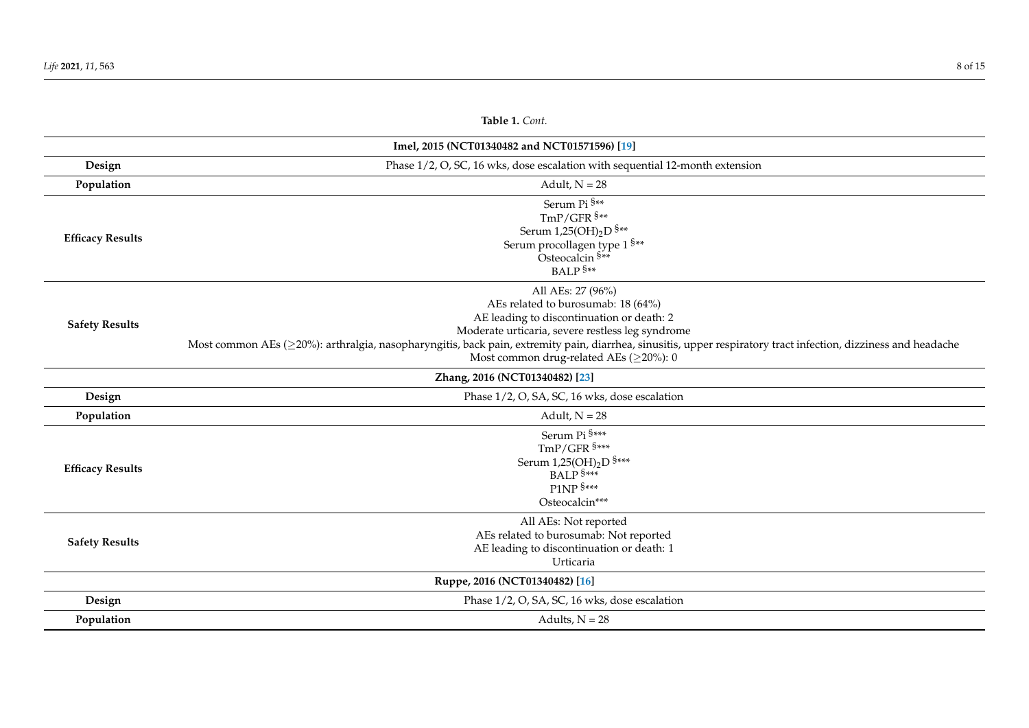**Table 1.** *Cont.*

| | |
|---|---|
| **Imel, 2015 (NCT01340482 and NCT01571596) [19]** | |
| **Design** | Phase 1/2, O, SC, 16 wks, dose escalation with sequential 12-month extension |
| **Population** | Adult, N = 28 |
| **Efficacy Results** | Serum Pi §**<br>TmP/GFR §**<br>Serum 1,25$(OH)_2D$ §**<br>Serum procollagen type 1 §**<br>Osteocalcin §**<br>BALP §** |
| **Safety Results** | All AEs: 27 (96%)<br>AEs related to burosumab: 18 (64%)<br>AE leading to discontinuation or death: 2<br>Moderate urticaria, severe restless leg syndrome<br>Most common AEs (≥20%): arthralgia, nasopharyngitis, back pain, extremity pain, diarrhea, sinusitis, upper respiratory tract infection, dizziness and headache<br>Most common drug-related AEs (≥20%): 0 |
| **Zhang, 2016 (NCT01340482) [23]** | |
| **Design** | Phase 1/2, O, SA, SC, 16 wks, dose escalation |
| **Population** | Adult, N = 28 |
| **Efficacy Results** | Serum Pi §***<br>TmP/GFR §***<br>Serum 1,25$(OH)_2D$ §***<br>BALP §***<br>P1NP §***<br>Osteocalcin*** |
| **Safety Results** | All AEs: Not reported<br>AEs related to burosumab: Not reported<br>AE leading to discontinuation or death: 1<br>Urticaria |
| **Ruppe, 2016 (NCT01340482) [16]** | |
| **Design** | Phase 1/2, O, SA, SC, 16 wks, dose escalation |
| **Population** | Adults, N = 28 |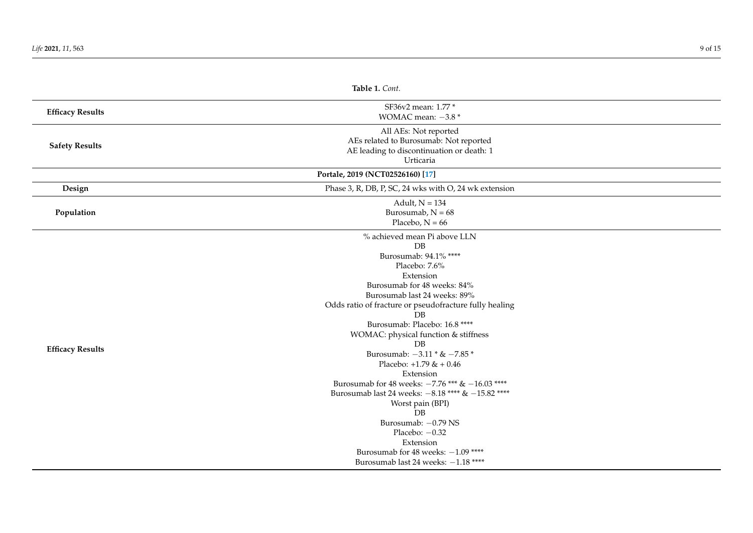**Table 1.** *Cont.*

| | |
|---|---|
| **Efficacy Results** | SF36v2 mean: 1.77 *<br>WOMAC mean: −3.8 * |
| **Safety Results** | All AEs: Not reported<br>AEs related to Burosumab: Not reported<br>AE leading to discontinuation or death: 1<br>Urticaria |
| | **Portale, 2019 (NCT02526160) [17]** |
| **Design** | Phase 3, R, DB, P, SC, 24 wks with O, 24 wk extension |
| **Population** | Adult, N = 134<br>Burosumab, N = 68<br>Placebo, N = 66 |
| **Efficacy Results** | % achieved mean Pi above LLN<br>DB<br>Burosumab: 94.1% ****<br>Placebo: 7.6%<br>Extension<br>Burosumab for 48 weeks: 84%<br>Burosumab last 24 weeks: 89%<br>Odds ratio of fracture or pseudofracture fully healing<br>DB<br>Burosumab: Placebo: 16.8 ****<br>WOMAC: physical function & stiffness<br>DB<br>Burosumab: −3.11 * & −7.85 *<br>Placebo: +1.79 & + 0.46<br>Extension<br>Burosumab for 48 weeks: −7.76 *** & −16.03 ****<br>Burosumab last 24 weeks: −8.18 **** & −15.82 ****<br>Worst pain (BPI)<br>DB<br>Burosumab: −0.79 NS<br>Placebo: −0.32<br>Extension<br>Burosumab for 48 weeks: −1.09 ****<br>Burosumab last 24 weeks: −1.18 **** |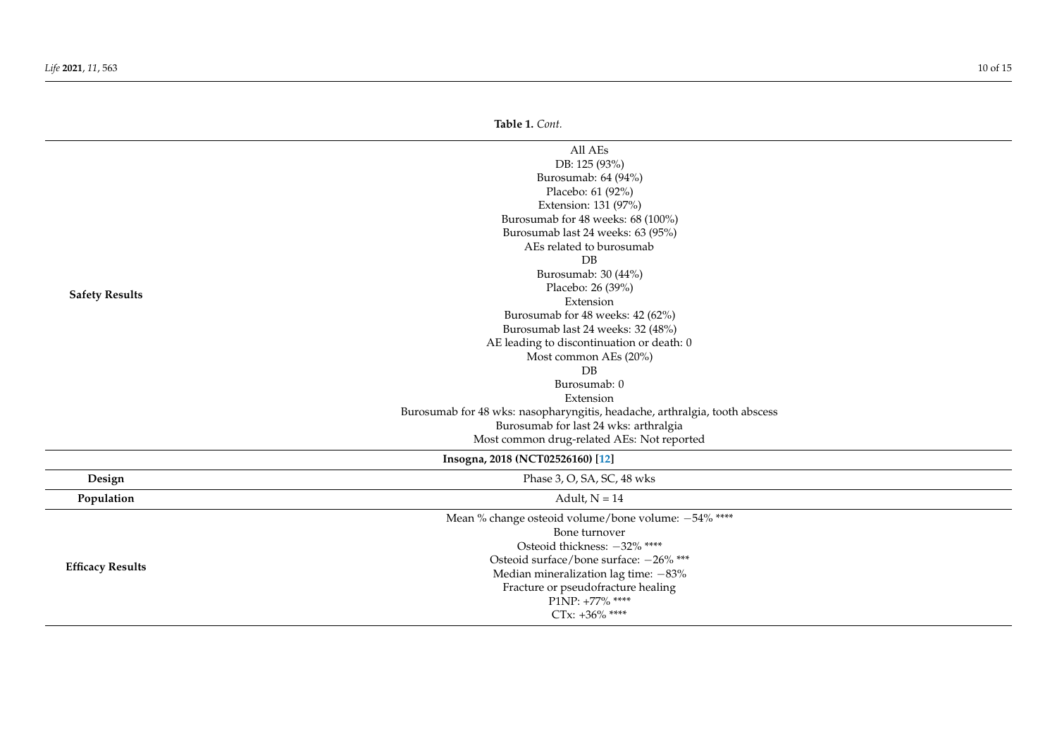**Table 1.** *Cont.*

| | |
|---|---|
| **Safety Results** | All AEs<br>DB: 125 (93%)<br>Burosumab: 64 (94%)<br>Placebo: 61 (92%)<br>Extension: 131 (97%)<br>Burosumab for 48 weeks: 68 (100%)<br>Burosumab last 24 weeks: 63 (95%)<br>AEs related to burosumab<br>DB<br>Burosumab: 30 (44%)<br>Placebo: 26 (39%)<br>Extension<br>Burosumab for 48 weeks: 42 (62%)<br>Burosumab last 24 weeks: 32 (48%)<br>AE leading to discontinuation or death: 0<br>Most common AEs (20%)<br>DB<br>Burosumab: 0<br>Extension<br>Burosumab for 48 wks: nasopharyngitis, headache, arthralgia, tooth abscess<br>Burosumab for last 24 wks: arthralgia<br>Most common drug-related AEs: Not reported |
| **Insogna, 2018 (NCT02526160) [12]** | |
| **Design** | Phase 3, O, SA, SC, 48 wks |
| **Population** | Adult, N = 14 |
| **Efficacy Results** | Mean % change osteoid volume/bone volume: −54% ****<br>Bone turnover<br>Osteoid thickness: −32% ****<br>Osteoid surface/bone surface: −26% ***<br>Median mineralization lag time: −83%<br>Fracture or pseudofracture healing<br>P1NP: +77% ****<br>CTx: +36% **** |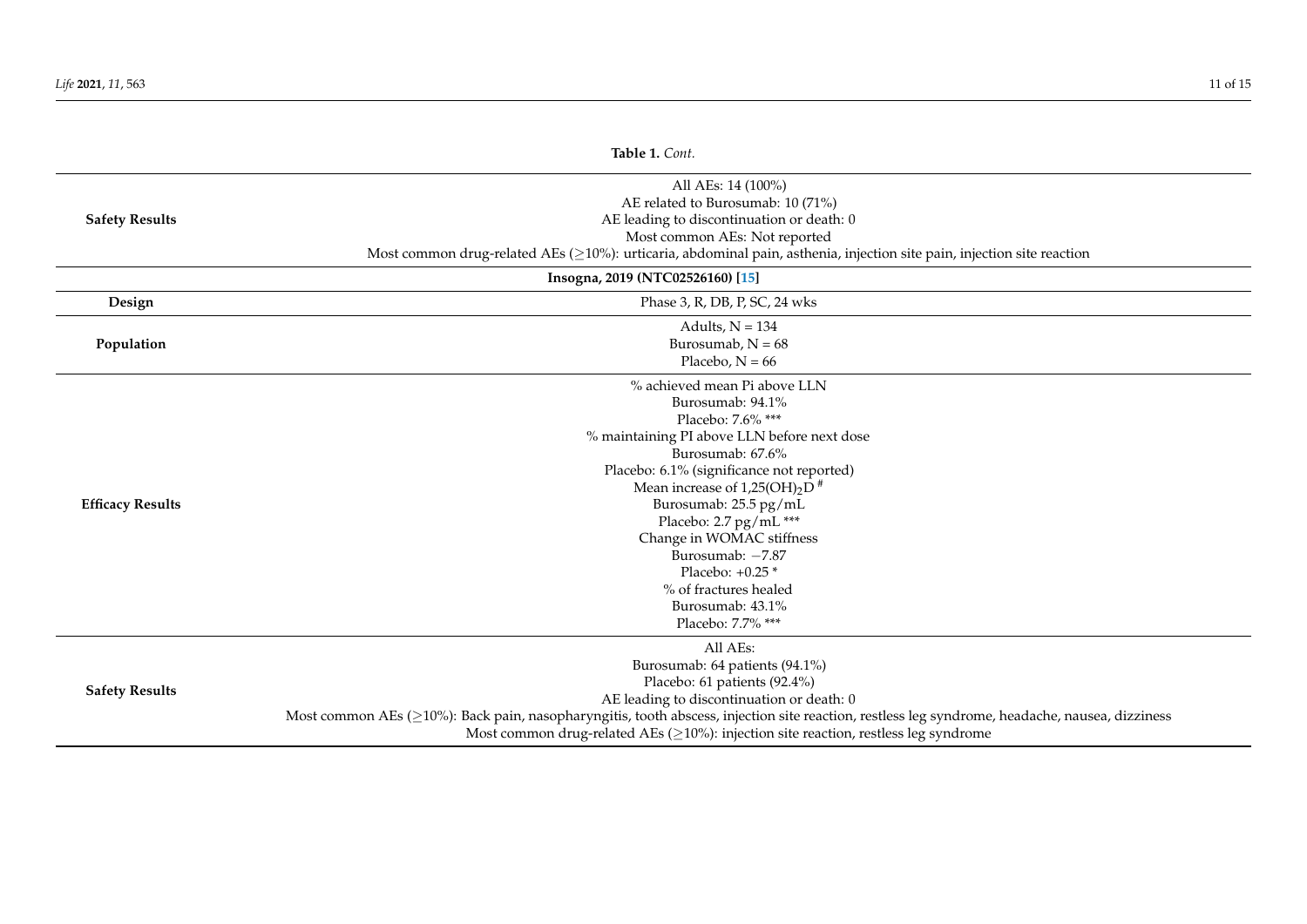**Table 1.** *Cont.*

| | |
|---|---|
| **Safety Results** | All AEs: 14 (100%)<br>AE related to Burosumab: 10 (71%)<br>AE leading to discontinuation or death: 0<br>Most common AEs: Not reported<br>Most common drug-related AEs (≥10%): urticaria, abdominal pain, asthenia, injection site pain, injection site reaction |
| **Insogna, 2019 (NTC02526160) [15]** | |
| **Design** | Phase 3, R, DB, P, SC, 24 wks |
| **Population** | Adults, N = 134<br>Burosumab, N = 68<br>Placebo, N = 66 |
| **Efficacy Results** | % achieved mean Pi above LLN<br>Burosumab: 94.1%<br>Placebo: 7.6% ***<br>% maintaining PI above LLN before next dose<br>Burosumab: 67.6%<br>Placebo: 6.1% (significance not reported)<br>Mean increase of $1{,}25(OH)_2D$ #<br>Burosumab: 25.5 pg/mL<br>Placebo: 2.7 pg/mL ***<br>Change in WOMAC stiffness<br>Burosumab: −7.87<br>Placebo: +0.25 *<br>% of fractures healed<br>Burosumab: 43.1%<br>Placebo: 7.7% *** |
| **Safety Results** | All AEs:<br>Burosumab: 64 patients (94.1%)<br>Placebo: 61 patients (92.4%)<br>AE leading to discontinuation or death: 0<br>Most common AEs (≥10%): Back pain, nasopharyngitis, tooth abscess, injection site reaction, restless leg syndrome, headache, nausea, dizziness<br>Most common drug-related AEs (≥10%): injection site reaction, restless leg syndrome |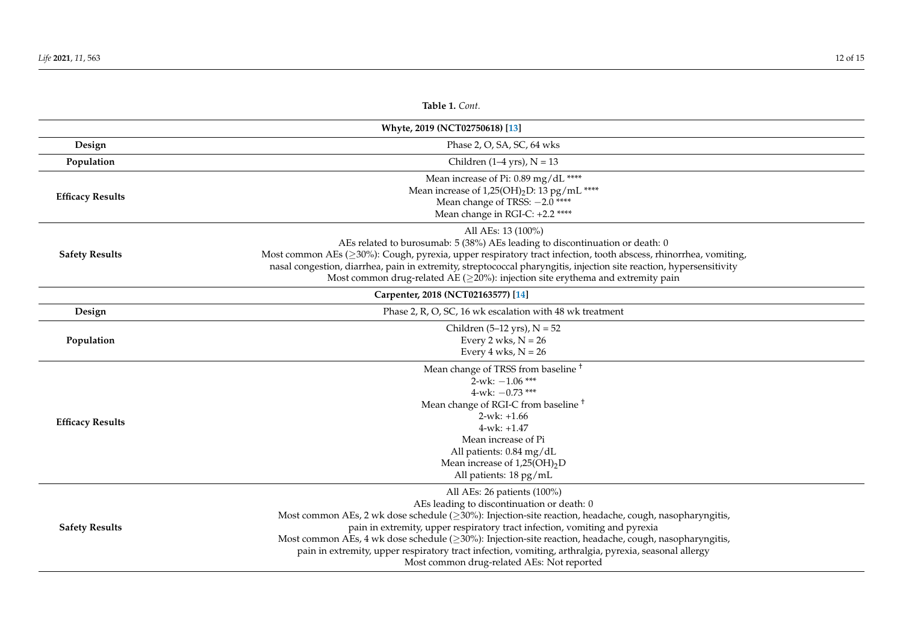**Table 1.** *Cont.*

| Whyte, 2019 (NCT02750618) [13] | |
|---|---|
| **Design** | Phase 2, O, SA, SC, 64 wks |
| **Population** | Children (1–4 yrs), N = 13 |
| **Efficacy Results** | Mean increase of Pi: 0.89 mg/dL ****<br>Mean increase of $1,25(OH)_2D$: 13 pg/mL ****<br>Mean change of TRSS: −2.0 ****<br>Mean change in RGI-C: +2.2 **** |
| **Safety Results** | All AEs: 13 (100%)<br>AEs related to burosumab: 5 (38%) AEs leading to discontinuation or death: 0<br>Most common AEs (≥30%): Cough, pyrexia, upper respiratory tract infection, tooth abscess, rhinorrhea, vomiting, nasal congestion, diarrhea, pain in extremity, streptococcal pharyngitis, injection site reaction, hypersensitivity<br>Most common drug-related AE (≥20%): injection site erythema and extremity pain |
| **Carpenter, 2018 (NCT02163577) [14]** | |
| **Design** | Phase 2, R, O, SC, 16 wk escalation with 48 wk treatment |
| **Population** | Children (5–12 yrs), N = 52<br>Every 2 wks, N = 26<br>Every 4 wks, N = 26 |
| **Efficacy Results** | Mean change of TRSS from baseline †<br>2-wk: −1.06 ***<br>4-wk: −0.73 ***<br>Mean change of RGI-C from baseline †<br>2-wk: +1.66<br>4-wk: +1.47<br>Mean increase of Pi<br>All patients: 0.84 mg/dL<br>Mean increase of $1,25(OH)_2D$<br>All patients: 18 pg/mL |
| **Safety Results** | All AEs: 26 patients (100%)<br>AEs leading to discontinuation or death: 0<br>Most common AEs, 2 wk dose schedule (≥30%): Injection-site reaction, headache, cough, nasopharyngitis, pain in extremity, upper respiratory tract infection, vomiting and pyrexia<br>Most common AEs, 4 wk dose schedule (≥30%): Injection-site reaction, headache, cough, nasopharyngitis, pain in extremity, upper respiratory tract infection, vomiting, arthralgia, pyrexia, seasonal allergy<br>Most common drug-related AEs: Not reported |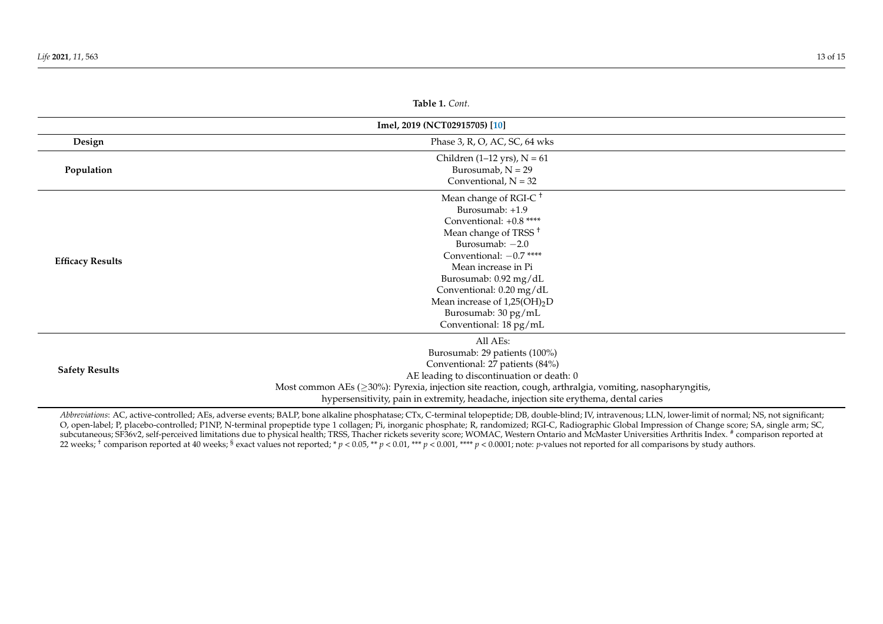**Table 1.** *Cont.*

| Imel, 2019 (NCT02915705) [10] | |
|---|---|
| **Design** | Phase 3, R, O, AC, SC, 64 wks |
| **Population** | Children (1–12 yrs), N = 61<br>Burosumab, N = 29<br>Conventional, N = 32 |
| **Efficacy Results** | Mean change of RGI-C [†]<br>Burosumab: +1.9<br>Conventional: +0.8 ****<br>Mean change of TRSS [†]<br>Burosumab: −2.0<br>Conventional: −0.7 ****<br>Mean increase in Pi<br>Burosumab: 0.92 mg/dL<br>Conventional: 0.20 mg/dL<br>Mean increase of 1,25$(OH)_2$D<br>Burosumab: 30 pg/mL<br>Conventional: 18 pg/mL |
| **Safety Results** | All AEs:<br>Burosumab: 29 patients (100%)<br>Conventional: 27 patients (84%)<br>AE leading to discontinuation or death: 0<br>Most common AEs (≥30%): Pyrexia, injection site reaction, cough, arthralgia, vomiting, nasopharyngitis, hypersensitivity, pain in extremity, headache, injection site erythema, dental caries |

*Abbreviations*: AC, active-controlled; AEs, adverse events; BALP, bone alkaline phosphatase; CTx, C-terminal telopeptide; DB, double-blind; IV, intravenous; LLN, lower-limit of normal; NS, not significant; O, open-label; P, placebo-controlled; P1NP, N-terminal propeptide type 1 collagen; Pi, inorganic phosphate; R, randomized; RGI-C, Radiographic Global Impression of Change score; SA, single arm; SC, subcutaneous; SF36v2, self-perceived limitations due to physical health; TRSS, Thacher rickets severity score; WOMAC, Western Ontario and McMaster Universities Arthritis Index. [#] comparison reported at 22 weeks; [†] comparison reported at 40 weeks; [§] exact values not reported; * $p < 0.05$, ** $p < 0.01$, *** $p < 0.001$, **** $p < 0.0001$; note: $p$-values not reported for all comparisons by study authors.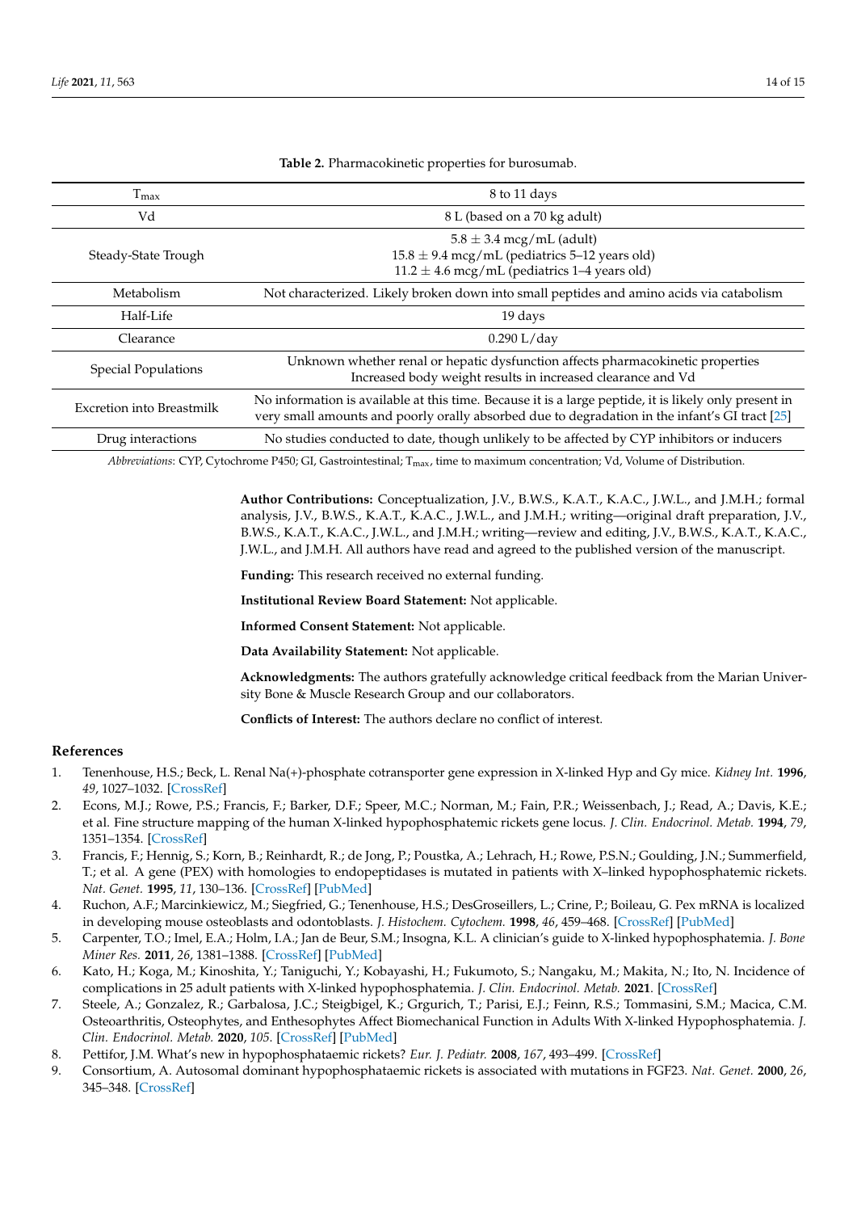**Table 2.** Pharmacokinetic properties for burosumab.

| | |
|---|---|
| $T_{max}$ | 8 to 11 days |
| Vd | 8 L (based on a 70 kg adult) |
| Steady-State Trough | 5.8 ± 3.4 mcg/mL (adult)<br>15.8 ± 9.4 mcg/mL (pediatrics 5–12 years old)<br>11.2 ± 4.6 mcg/mL (pediatrics 1–4 years old) |
| Metabolism | Not characterized. Likely broken down into small peptides and amino acids via catabolism |
| Half-Life | 19 days |
| Clearance | 0.290 L/day |
| Special Populations | Unknown whether renal or hepatic dysfunction affects pharmacokinetic properties<br>Increased body weight results in increased clearance and Vd |
| Excretion into Breastmilk | No information is available at this time. Because it is a large peptide, it is likely only present in very small amounts and poorly orally absorbed due to degradation in the infant's GI tract [25] |
| Drug interactions | No studies conducted to date, though unlikely to be affected by CYP inhibitors or inducers |

*Abbreviations*: CYP, Cytochrome P450; GI, Gastrointestinal; $T_{max}$, time to maximum concentration; Vd, Volume of Distribution.

**Author Contributions:** Conceptualization, J.V., B.W.S., K.A.T., K.A.C., J.W.L., and J.M.H.; formal analysis, J.V., B.W.S., K.A.T., K.A.C., J.W.L., and J.M.H.; writing—original draft preparation, J.V., B.W.S., K.A.T., K.A.C., J.W.L., and J.M.H.; writing—review and editing, J.V., B.W.S., K.A.T., K.A.C., J.W.L., and J.M.H. All authors have read and agreed to the published version of the manuscript.

**Funding:** This research received no external funding.

**Institutional Review Board Statement:** Not applicable.

**Informed Consent Statement:** Not applicable.

**Data Availability Statement:** Not applicable.

**Acknowledgments:** The authors gratefully acknowledge critical feedback from the Marian University Bone & Muscle Research Group and our collaborators.

**Conflicts of Interest:** The authors declare no conflict of interest.

## References

1. Tenenhouse, H.S.; Beck, L. Renal Na(+)-phosphate cotransporter gene expression in X-linked Hyp and Gy mice. *Kidney Int.* **1996**, *49*, 1027–1032. [CrossRef]
2. Econs, M.J.; Rowe, P.S.; Francis, F.; Barker, D.F.; Speer, M.C.; Norman, M.; Fain, P.R.; Weissenbach, J.; Read, A.; Davis, K.E.; et al. Fine structure mapping of the human X-linked hypophosphatemic rickets gene locus. *J. Clin. Endocrinol. Metab.* **1994**, *79*, 1351–1354. [CrossRef]
3. Francis, F.; Hennig, S.; Korn, B.; Reinhardt, R.; de Jong, P.; Poustka, A.; Lehrach, H.; Rowe, P.S.N.; Goulding, J.N.; Summerfield, T.; et al. A gene (PEX) with homologies to endopeptidases is mutated in patients with X–linked hypophosphatemic rickets. *Nat. Genet.* **1995**, *11*, 130–136. [CrossRef] [PubMed]
4. Ruchon, A.F.; Marcinkiewicz, M.; Siegfried, G.; Tenenhouse, H.S.; DesGroseillers, L.; Crine, P.; Boileau, G. Pex mRNA is localized in developing mouse osteoblasts and odontoblasts. *J. Histochem. Cytochem.* **1998**, *46*, 459–468. [CrossRef] [PubMed]
5. Carpenter, T.O.; Imel, E.A.; Holm, I.A.; Jan de Beur, S.M.; Insogna, K.L. A clinician's guide to X-linked hypophosphatemia. *J. Bone Miner Res.* **2011**, *26*, 1381–1388. [CrossRef] [PubMed]
6. Kato, H.; Koga, M.; Kinoshita, Y.; Taniguchi, Y.; Kobayashi, H.; Fukumoto, S.; Nangaku, M.; Makita, N.; Ito, N. Incidence of complications in 25 adult patients with X-linked hypophosphatemia. *J. Clin. Endocrinol. Metab.* **2021**. [CrossRef]
7. Steele, A.; Gonzalez, R.; Garbalosa, J.C.; Steigbigel, K.; Grgurich, T.; Parisi, E.J.; Feinn, R.S.; Tommasini, S.M.; Macica, C.M. Osteoarthritis, Osteophytes, and Enthesophytes Affect Biomechanical Function in Adults With X-linked Hypophosphatemia. *J. Clin. Endocrinol. Metab.* **2020**, *105*. [CrossRef] [PubMed]
8. Pettifor, J.M. What's new in hypophosphataemic rickets? *Eur. J. Pediatr.* **2008**, *167*, 493–499. [CrossRef]
9. Consortium, A. Autosomal dominant hypophosphataemic rickets is associated with mutations in FGF23. *Nat. Genet.* **2000**, *26*, 345–348. [CrossRef]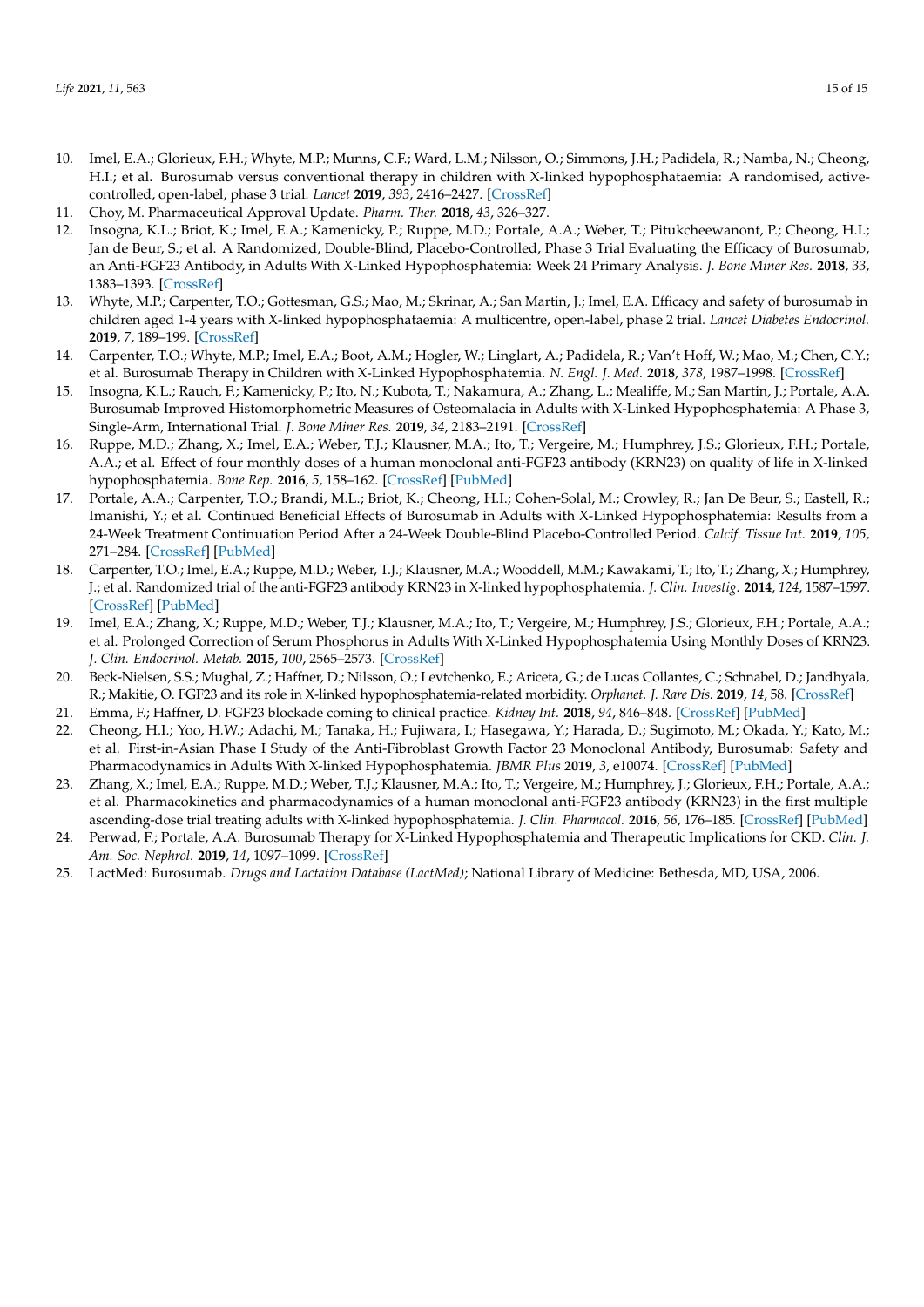10. Imel, E.A.; Glorieux, F.H.; Whyte, M.P.; Munns, C.F.; Ward, L.M.; Nilsson, O.; Simmons, J.H.; Padidela, R.; Namba, N.; Cheong, H.I.; et al. Burosumab versus conventional therapy in children with X-linked hypophosphataemia: A randomised, active-controlled, open-label, phase 3 trial. *Lancet* **2019**, *393*, 2416–2427. [CrossRef]
11. Choy, M. Pharmaceutical Approval Update. *Pharm. Ther.* **2018**, *43*, 326–327.
12. Insogna, K.L.; Briot, K.; Imel, E.A.; Kamenicky, P.; Ruppe, M.D.; Portale, A.A.; Weber, T.; Pitukcheewanont, P.; Cheong, H.I.; Jan de Beur, S.; et al. A Randomized, Double-Blind, Placebo-Controlled, Phase 3 Trial Evaluating the Efficacy of Burosumab, an Anti-FGF23 Antibody, in Adults With X-Linked Hypophosphatemia: Week 24 Primary Analysis. *J. Bone Miner Res.* **2018**, *33*, 1383–1393. [CrossRef]
13. Whyte, M.P.; Carpenter, T.O.; Gottesman, G.S.; Mao, M.; Skrinar, A.; San Martin, J.; Imel, E.A. Efficacy and safety of burosumab in children aged 1-4 years with X-linked hypophosphataemia: A multicentre, open-label, phase 2 trial. *Lancet Diabetes Endocrinol.* **2019**, *7*, 189–199. [CrossRef]
14. Carpenter, T.O.; Whyte, M.P.; Imel, E.A.; Boot, A.M.; Hogler, W.; Linglart, A.; Padidela, R.; Van't Hoff, W.; Mao, M.; Chen, C.Y.; et al. Burosumab Therapy in Children with X-Linked Hypophosphatemia. *N. Engl. J. Med.* **2018**, *378*, 1987–1998. [CrossRef]
15. Insogna, K.L.; Rauch, F.; Kamenicky, P.; Ito, N.; Kubota, T.; Nakamura, A.; Zhang, L.; Mealiffe, M.; San Martin, J.; Portale, A.A. Burosumab Improved Histomorphometric Measures of Osteomalacia in Adults with X-Linked Hypophosphatemia: A Phase 3, Single-Arm, International Trial. *J. Bone Miner Res.* **2019**, *34*, 2183–2191. [CrossRef]
16. Ruppe, M.D.; Zhang, X.; Imel, E.A.; Weber, T.J.; Klausner, M.A.; Ito, T.; Vergeire, M.; Humphrey, J.S.; Glorieux, F.H.; Portale, A.A.; et al. Effect of four monthly doses of a human monoclonal anti-FGF23 antibody (KRN23) on quality of life in X-linked hypophosphatemia. *Bone Rep.* **2016**, *5*, 158–162. [CrossRef] [PubMed]
17. Portale, A.A.; Carpenter, T.O.; Brandi, M.L.; Briot, K.; Cheong, H.I.; Cohen-Solal, M.; Crowley, R.; Jan De Beur, S.; Eastell, R.; Imanishi, Y.; et al. Continued Beneficial Effects of Burosumab in Adults with X-Linked Hypophosphatemia: Results from a 24-Week Treatment Continuation Period After a 24-Week Double-Blind Placebo-Controlled Period. *Calcif. Tissue Int.* **2019**, *105*, 271–284. [CrossRef] [PubMed]
18. Carpenter, T.O.; Imel, E.A.; Ruppe, M.D.; Weber, T.J.; Klausner, M.A.; Wooddell, M.M.; Kawakami, T.; Ito, T.; Zhang, X.; Humphrey, J.; et al. Randomized trial of the anti-FGF23 antibody KRN23 in X-linked hypophosphatemia. *J. Clin. Investig.* **2014**, *124*, 1587–1597. [CrossRef] [PubMed]
19. Imel, E.A.; Zhang, X.; Ruppe, M.D.; Weber, T.J.; Klausner, M.A.; Ito, T.; Vergeire, M.; Humphrey, J.S.; Glorieux, F.H.; Portale, A.A.; et al. Prolonged Correction of Serum Phosphorus in Adults With X-Linked Hypophosphatemia Using Monthly Doses of KRN23. *J. Clin. Endocrinol. Metab.* **2015**, *100*, 2565–2573. [CrossRef]
20. Beck-Nielsen, S.S.; Mughal, Z.; Haffner, D.; Nilsson, O.; Levtchenko, E.; Ariceta, G.; de Lucas Collantes, C.; Schnabel, D.; Jandhyala, R.; Makitie, O. FGF23 and its role in X-linked hypophosphatemia-related morbidity. *Orphanet. J. Rare Dis.* **2019**, *14*, 58. [CrossRef]
21. Emma, F.; Haffner, D. FGF23 blockade coming to clinical practice. *Kidney Int.* **2018**, *94*, 846–848. [CrossRef] [PubMed]
22. Cheong, H.I.; Yoo, H.W.; Adachi, M.; Tanaka, H.; Fujiwara, I.; Hasegawa, Y.; Harada, D.; Sugimoto, M.; Okada, Y.; Kato, M.; et al. First-in-Asian Phase I Study of the Anti-Fibroblast Growth Factor 23 Monoclonal Antibody, Burosumab: Safety and Pharmacodynamics in Adults With X-linked Hypophosphatemia. *JBMR Plus* **2019**, *3*, e10074. [CrossRef] [PubMed]
23. Zhang, X.; Imel, E.A.; Ruppe, M.D.; Weber, T.J.; Klausner, M.A.; Ito, T.; Vergeire, M.; Humphrey, J.; Glorieux, F.H.; Portale, A.A.; et al. Pharmacokinetics and pharmacodynamics of a human monoclonal anti-FGF23 antibody (KRN23) in the first multiple ascending-dose trial treating adults with X-linked hypophosphatemia. *J. Clin. Pharmacol.* **2016**, *56*, 176–185. [CrossRef] [PubMed]
24. Perwad, F.; Portale, A.A. Burosumab Therapy for X-Linked Hypophosphatemia and Therapeutic Implications for CKD. *Clin. J. Am. Soc. Nephrol.* **2019**, *14*, 1097–1099. [CrossRef]
25. LactMed: Burosumab. *Drugs and Lactation Database (LactMed)*; National Library of Medicine: Bethesda, MD, USA, 2006.